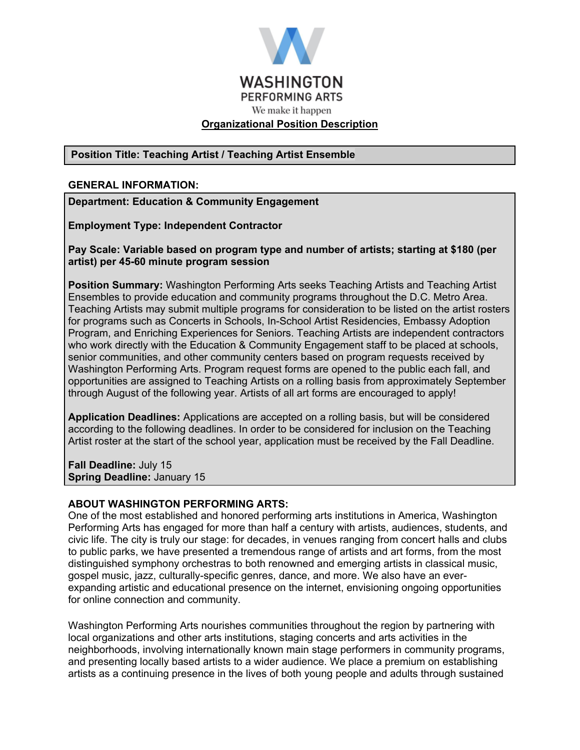# WASHINGTON PERFORMING ARTS

We make it happen

**Organizational Position Description**

## Position Title: Teaching Artist / Teaching Artist Ensemble

### GENERAL INFORMATION:

**Department: Education & Community Engagement**

**Employment Type: Independent Contractor**

**Pay Scale: Variable based on program type and number of artists; starting at $180 (per artist) per 45-60 minute program session**

**Position Summary:** Washington Performing Arts seeks Teaching Artists and Teaching Artist Ensembles to provide education and community programs throughout the D.C. Metro Area. Teaching Artists may submit multiple programs for consideration to be listed on the artist rosters for programs such as Concerts in Schools, In-School Artist Residencies, Embassy Adoption Program, and Enriching Experiences for Seniors. Teaching Artists are independent contractors who work directly with the Education & Community Engagement staff to be placed at schools, senior communities, and other community centers based on program requests received by Washington Performing Arts. Program request forms are opened to the public each fall, and opportunities are assigned to Teaching Artists on a rolling basis from approximately September through August of the following year. Artists of all art forms are encouraged to apply!

**Application Deadlines:** Applications are accepted on a rolling basis, but will be considered according to the following deadlines. In order to be considered for inclusion on the Teaching Artist roster at the start of the school year, application must be received by the Fall Deadline.

**Fall Deadline:** July 15
**Spring Deadline:** January 15

### ABOUT WASHINGTON PERFORMING ARTS:

One of the most established and honored performing arts institutions in America, Washington Performing Arts has engaged for more than half a century with artists, audiences, students, and civic life. The city is truly our stage: for decades, in venues ranging from concert halls and clubs to public parks, we have presented a tremendous range of artists and art forms, from the most distinguished symphony orchestras to both renowned and emerging artists in classical music, gospel music, jazz, culturally-specific genres, dance, and more. We also have an ever-expanding artistic and educational presence on the internet, envisioning ongoing opportunities for online connection and community.

Washington Performing Arts nourishes communities throughout the region by partnering with local organizations and other arts institutions, staging concerts and arts activities in the neighborhoods, involving internationally known main stage performers in community programs, and presenting locally based artists to a wider audience. We place a premium on establishing artists as a continuing presence in the lives of both young people and adults through sustained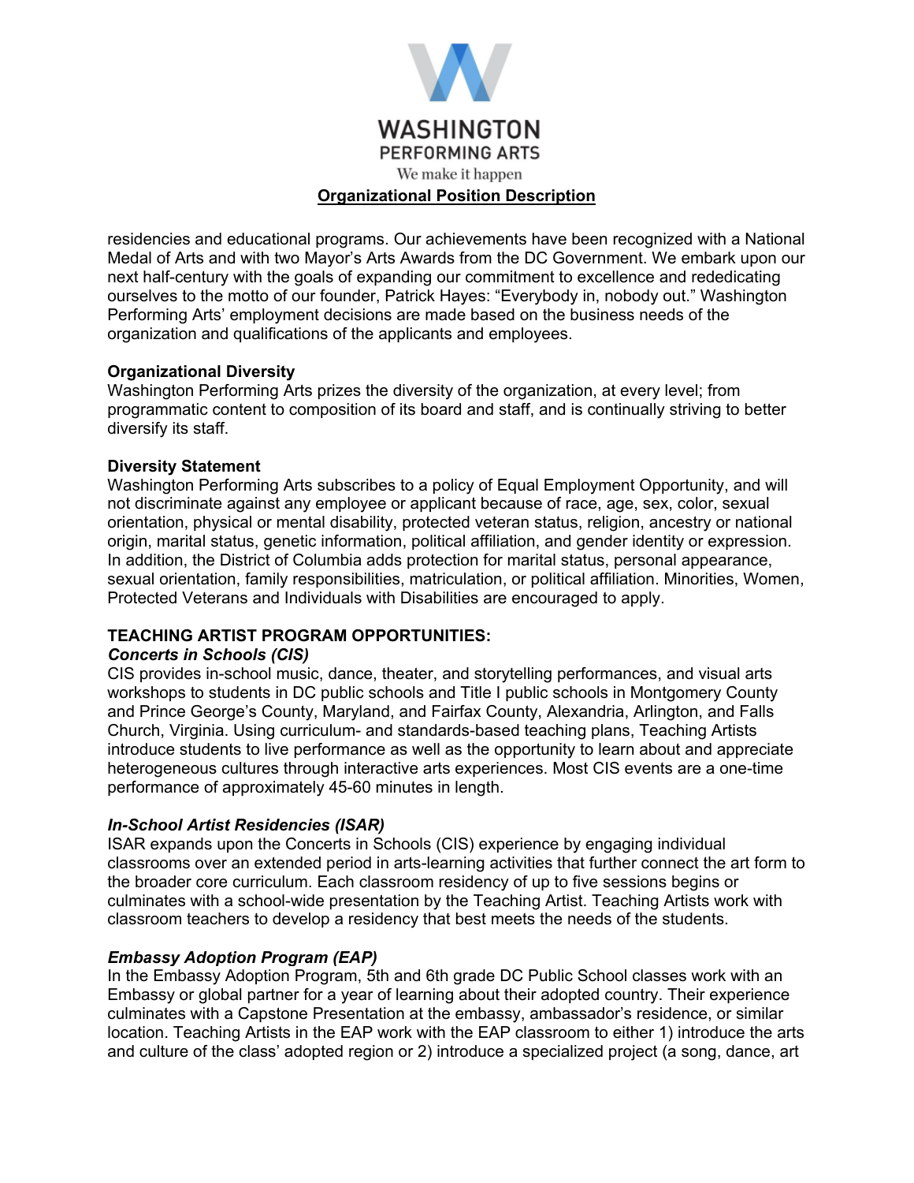residencies and educational programs. Our achievements have been recognized with a National Medal of Arts and with two Mayor's Arts Awards from the DC Government. We embark upon our next half-century with the goals of expanding our commitment to excellence and rededicating ourselves to the motto of our founder, Patrick Hayes: "Everybody in, nobody out." Washington Performing Arts' employment decisions are made based on the business needs of the organization and qualifications of the applicants and employees.

**Organizational Diversity**
Washington Performing Arts prizes the diversity of the organization, at every level; from programmatic content to composition of its board and staff, and is continually striving to better diversify its staff.

**Diversity Statement**
Washington Performing Arts subscribes to a policy of Equal Employment Opportunity, and will not discriminate against any employee or applicant because of race, age, sex, color, sexual orientation, physical or mental disability, protected veteran status, religion, ancestry or national origin, marital status, genetic information, political affiliation, and gender identity or expression. In addition, the District of Columbia adds protection for marital status, personal appearance, sexual orientation, family responsibilities, matriculation, or political affiliation. Minorities, Women, Protected Veterans and Individuals with Disabilities are encouraged to apply.

## TEACHING ARTIST PROGRAM OPPORTUNITIES:

***Concerts in Schools (CIS)***
CIS provides in-school music, dance, theater, and storytelling performances, and visual arts workshops to students in DC public schools and Title I public schools in Montgomery County and Prince George's County, Maryland, and Fairfax County, Alexandria, Arlington, and Falls Church, Virginia. Using curriculum- and standards-based teaching plans, Teaching Artists introduce students to live performance as well as the opportunity to learn about and appreciate heterogeneous cultures through interactive arts experiences. Most CIS events are a one-time performance of approximately 45-60 minutes in length.

***In-School Artist Residencies (ISAR)***
ISAR expands upon the Concerts in Schools (CIS) experience by engaging individual classrooms over an extended period in arts-learning activities that further connect the art form to the broader core curriculum. Each classroom residency of up to five sessions begins or culminates with a school-wide presentation by the Teaching Artist. Teaching Artists work with classroom teachers to develop a residency that best meets the needs of the students.

***Embassy Adoption Program (EAP)***
In the Embassy Adoption Program, 5th and 6th grade DC Public School classes work with an Embassy or global partner for a year of learning about their adopted country. Their experience culminates with a Capstone Presentation at the embassy, ambassador's residence, or similar location. Teaching Artists in the EAP work with the EAP classroom to either 1) introduce the arts and culture of the class' adopted region or 2) introduce a specialized project (a song, dance, art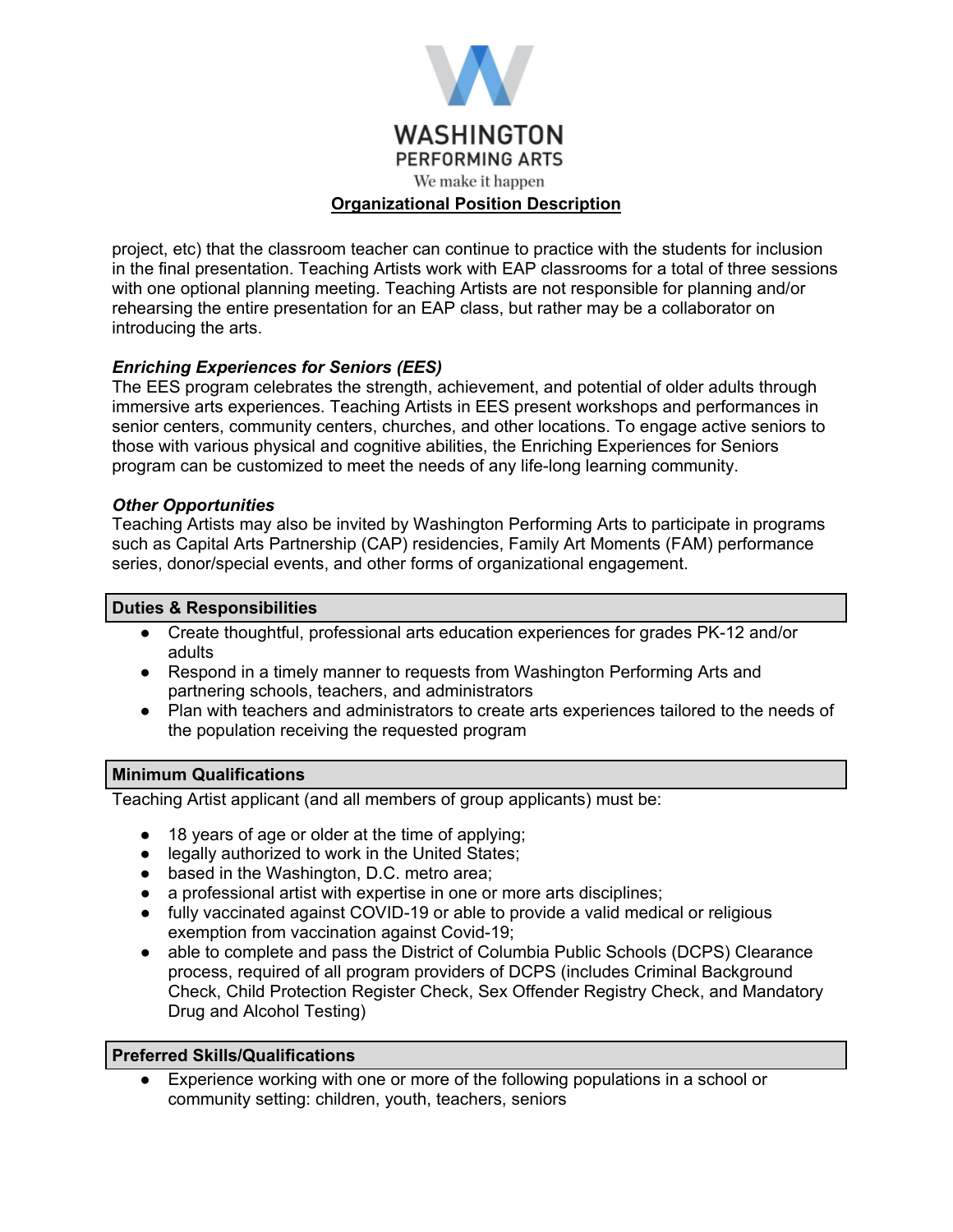project, etc) that the classroom teacher can continue to practice with the students for inclusion in the final presentation. Teaching Artists work with EAP classrooms for a total of three sessions with one optional planning meeting. Teaching Artists are not responsible for planning and/or rehearsing the entire presentation for an EAP class, but rather may be a collaborator on introducing the arts.

***Enriching Experiences for Seniors (EES)***

The EES program celebrates the strength, achievement, and potential of older adults through immersive arts experiences. Teaching Artists in EES present workshops and performances in senior centers, community centers, churches, and other locations. To engage active seniors to those with various physical and cognitive abilities, the Enriching Experiences for Seniors program can be customized to meet the needs of any life-long learning community.

***Other Opportunities***

Teaching Artists may also be invited by Washington Performing Arts to participate in programs such as Capital Arts Partnership (CAP) residencies, Family Art Moments (FAM) performance series, donor/special events, and other forms of organizational engagement.

## Duties & Responsibilities

- Create thoughtful, professional arts education experiences for grades PK-12 and/or adults
- Respond in a timely manner to requests from Washington Performing Arts and partnering schools, teachers, and administrators
- Plan with teachers and administrators to create arts experiences tailored to the needs of the population receiving the requested program

## Minimum Qualifications

Teaching Artist applicant (and all members of group applicants) must be:

- 18 years of age or older at the time of applying;
- legally authorized to work in the United States;
- based in the Washington, D.C. metro area;
- a professional artist with expertise in one or more arts disciplines;
- fully vaccinated against COVID-19 or able to provide a valid medical or religious exemption from vaccination against Covid-19;
- able to complete and pass the District of Columbia Public Schools (DCPS) Clearance process, required of all program providers of DCPS (includes Criminal Background Check, Child Protection Register Check, Sex Offender Registry Check, and Mandatory Drug and Alcohol Testing)

## Preferred Skills/Qualifications

- Experience working with one or more of the following populations in a school or community setting: children, youth, teachers, seniors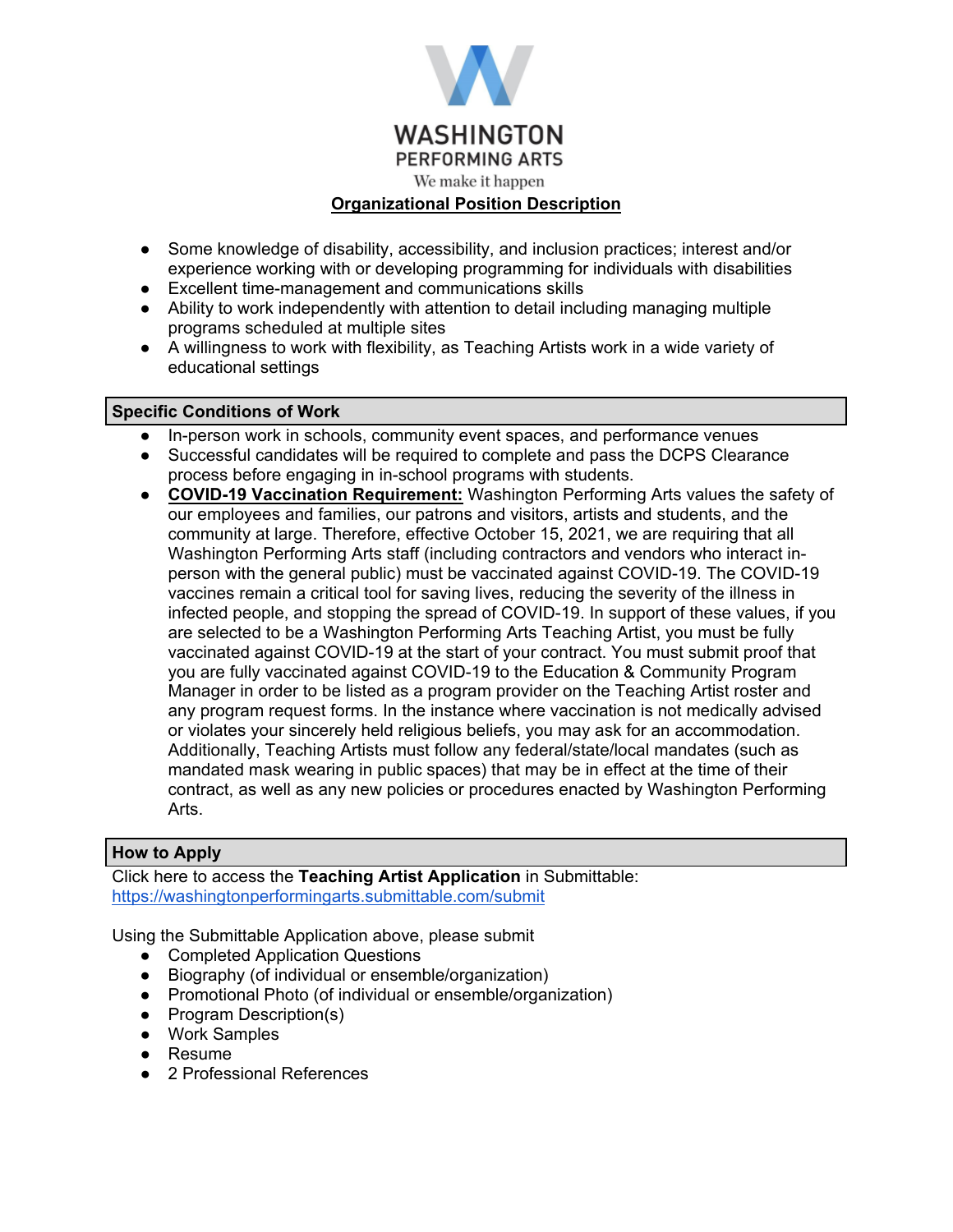**Organizational Position Description**

- Some knowledge of disability, accessibility, and inclusion practices; interest and/or experience working with or developing programming for individuals with disabilities
- Excellent time-management and communications skills
- Ability to work independently with attention to detail including managing multiple programs scheduled at multiple sites
- A willingness to work with flexibility, as Teaching Artists work in a wide variety of educational settings

## Specific Conditions of Work

- In-person work in schools, community event spaces, and performance venues
- Successful candidates will be required to complete and pass the DCPS Clearance process before engaging in in-school programs with students.
- **COVID-19 Vaccination Requirement:** Washington Performing Arts values the safety of our employees and families, our patrons and visitors, artists and students, and the community at large. Therefore, effective October 15, 2021, we are requiring that all Washington Performing Arts staff (including contractors and vendors who interact in-person with the general public) must be vaccinated against COVID-19. The COVID-19 vaccines remain a critical tool for saving lives, reducing the severity of the illness in infected people, and stopping the spread of COVID-19. In support of these values, if you are selected to be a Washington Performing Arts Teaching Artist, you must be fully vaccinated against COVID-19 at the start of your contract. You must submit proof that you are fully vaccinated against COVID-19 to the Education & Community Program Manager in order to be listed as a program provider on the Teaching Artist roster and any program request forms. In the instance where vaccination is not medically advised or violates your sincerely held religious beliefs, you may ask for an accommodation. Additionally, Teaching Artists must follow any federal/state/local mandates (such as mandated mask wearing in public spaces) that may be in effect at the time of their contract, as well as any new policies or procedures enacted by Washington Performing Arts.

## How to Apply

Click here to access the **Teaching Artist Application** in Submittable:
https://washingtonperformingarts.submittable.com/submit

Using the Submittable Application above, please submit

- Completed Application Questions
- Biography (of individual or ensemble/organization)
- Promotional Photo (of individual or ensemble/organization)
- Program Description(s)
- Work Samples
- Resume
- 2 Professional References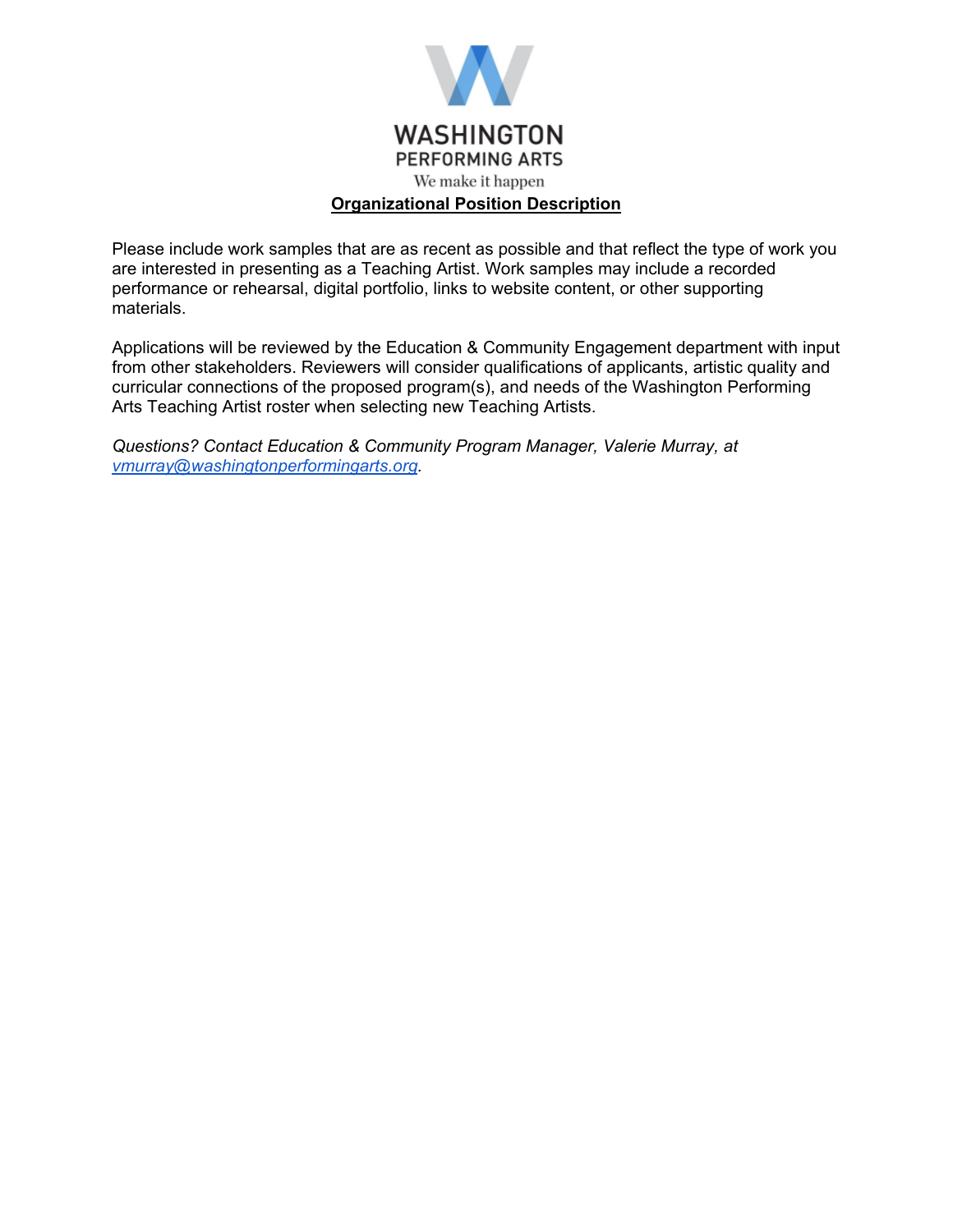WASHINGTON
PERFORMING ARTS
We make it happen

## Organizational Position Description

Please include work samples that are as recent as possible and that reflect the type of work you are interested in presenting as a Teaching Artist. Work samples may include a recorded performance or rehearsal, digital portfolio, links to website content, or other supporting materials.

Applications will be reviewed by the Education & Community Engagement department with input from other stakeholders. Reviewers will consider qualifications of applicants, artistic quality and curricular connections of the proposed program(s), and needs of the Washington Performing Arts Teaching Artist roster when selecting new Teaching Artists.

*Questions? Contact Education & Community Program Manager, Valerie Murray, at vmurray@washingtonperformingarts.org.*